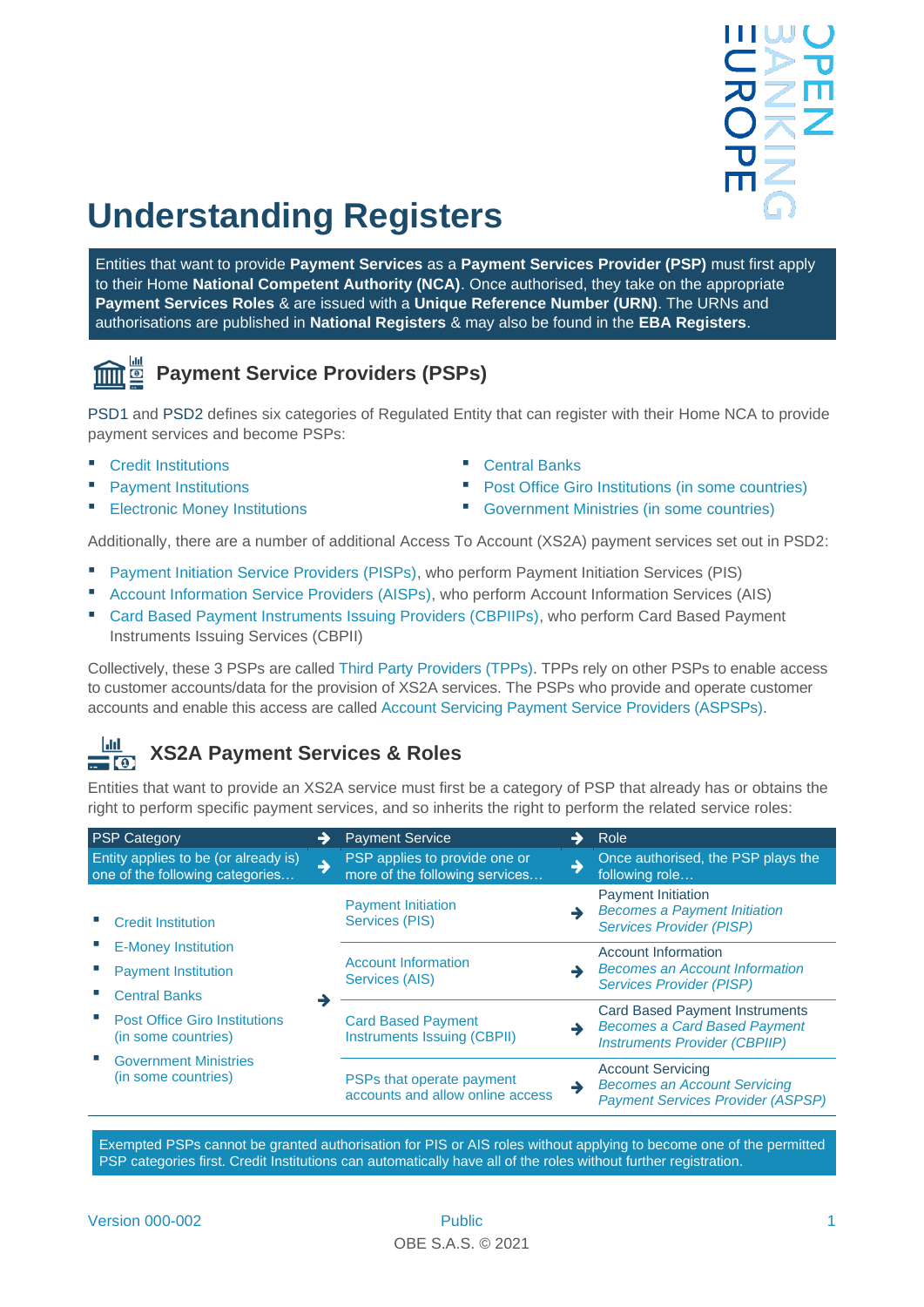# Understanding Registers

Entities that want to provide **Payment Services** as a **Payment Services Provider (PSP)** must first apply to their Home **National Competent Authority (NCA)**. Once authorised, they take on the appropriate **Payment Services Roles** & are issued with a **Unique Reference Number (URN)**. The URNs and authorisations are published in **National Registers** & may also be found in the **EBA Registers**.

## Payment Service Providers (PSPs)

PSD1 and PSD2 defines six categories of Regulated Entity that can register with their Home NCA to provide payment services and become PSPs:

- Credit Institutions
- Payment Institutions
- Electronic Money Institutions
- Central Banks
- Post Office Giro Institutions (in some countries)
- Government Ministries (in some countries)

Additionally, there are a number of additional Access To Account (XS2A) payment services set out in PSD2:

- Payment Initiation Service Providers (PISPs), who perform Payment Initiation Services (PIS)
- Account Information Service Providers (AISPs), who perform Account Information Services (AIS)
- Card Based Payment Instruments Issuing Providers (CBPIIPs), who perform Card Based Payment Instruments Issuing Services (CBPII)

Collectively, these 3 PSPs are called Third Party Providers (TPPs). TPPs rely on other PSPs to enable access to customer accounts/data for the provision of XS2A services. The PSPs who provide and operate customer accounts and enable this access are called Account Servicing Payment Service Providers (ASPSPs).

## XS2A Payment Services & Roles

Entities that want to provide an XS2A service must first be a category of PSP that already has or obtains the right to perform specific payment services, and so inherits the right to perform the related service roles:

| PSP Category | → | Payment Service | → | Role |
|---|---|---|---|---|
| Entity applies to be (or already is) one of the following categories… | → | PSP applies to provide one or more of the following services… | → | Once authorised, the PSP plays the following role… |
| ▪ Credit Institution<br>▪ E-Money Institution<br>▪ Payment Institution<br>▪ Central Banks<br>▪ Post Office Giro Institutions (in some countries)<br>▪ Government Ministries (in some countries) | → | Payment Initiation Services (PIS) | → | Payment Initiation<br>*Becomes a Payment Initiation Services Provider (PISP)* |
| | | Account Information Services (AIS) | → | Account Information<br>*Becomes an Account Information Services Provider (PISP)* |
| | | Card Based Payment Instruments Issuing (CBPII) | → | Card Based Payment Instruments<br>*Becomes a Card Based Payment Instruments Provider (CBPIIP)* |
| | | PSPs that operate payment accounts and allow online access | → | Account Servicing<br>*Becomes an Account Servicing Payment Services Provider (ASPSP)* |

Exempted PSPs cannot be granted authorisation for PIS or AIS roles without applying to become one of the permitted PSP categories first. Credit Institutions can automatically have all of the roles without further registration.

Version 000-002 Public

OBE S.A.S. © 2021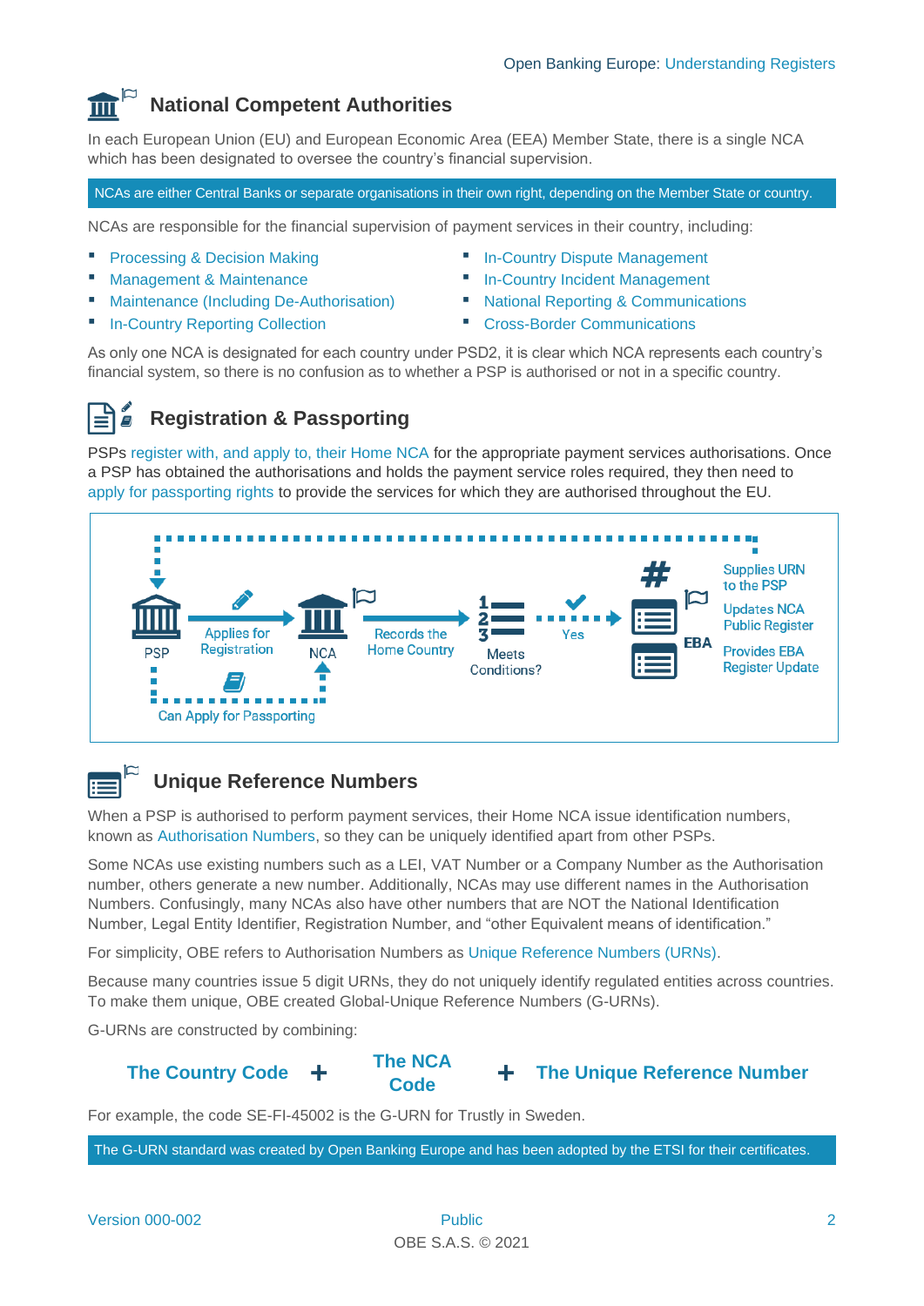## National Competent Authorities

In each European Union (EU) and European Economic Area (EEA) Member State, there is a single NCA which has been designated to oversee the country's financial supervision.

NCAs are either Central Banks or separate organisations in their own right, depending on the Member State or country.

NCAs are responsible for the financial supervision of payment services in their country, including:

- Processing & Decision Making
- Management & Maintenance
- Maintenance (Including De-Authorisation)
- In-Country Reporting Collection
- In-Country Dispute Management
- In-Country Incident Management
- National Reporting & Communications
- Cross-Border Communications

As only one NCA is designated for each country under PSD2, it is clear which NCA represents each country's financial system, so there is no confusion as to whether a PSP is authorised or not in a specific country.

## Registration & Passporting

PSPs register with, and apply to, their Home NCA for the appropriate payment services authorisations. Once a PSP has obtained the authorisations and holds the payment service roles required, they then need to apply for passporting rights to provide the services for which they are authorised throughout the EU.

PSP → Applies for Registration → NCA → Records the Home Country → Meets Conditions? → Yes → EBA

- Supplies URN to the PSP
- Updates NCA Public Register
- Provides EBA Register Update

PSP → Can Apply for Passporting → NCA

## Unique Reference Numbers

When a PSP is authorised to perform payment services, their Home NCA issue identification numbers, known as Authorisation Numbers, so they can be uniquely identified apart from other PSPs.

Some NCAs use existing numbers such as a LEI, VAT Number or a Company Number as the Authorisation number, others generate a new number. Additionally, NCAs may use different names in the Authorisation Numbers. Confusingly, many NCAs also have other numbers that are NOT the National Identification Number, Legal Entity Identifier, Registration Number, and "other Equivalent means of identification."

For simplicity, OBE refers to Authorisation Numbers as Unique Reference Numbers (URNs).

Because many countries issue 5 digit URNs, they do not uniquely identify regulated entities across countries. To make them unique, OBE created Global-Unique Reference Numbers (G-URNs).

G-URNs are constructed by combining:

**The Country Code + The NCA Code + The Unique Reference Number**

For example, the code SE-FI-45002 is the G-URN for Trustly in Sweden.

The G-URN standard was created by Open Banking Europe and has been adopted by the ETSI for their certificates.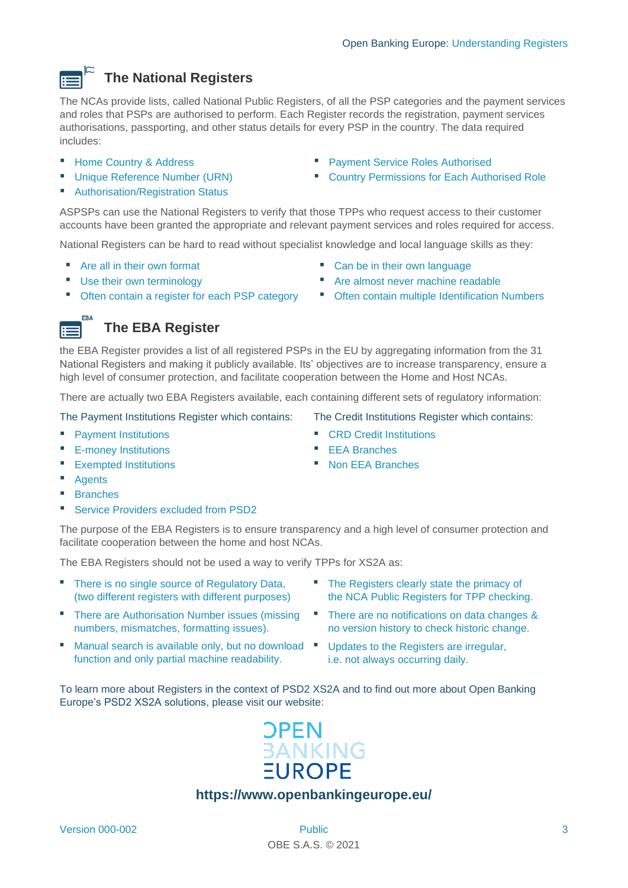## The National Registers

The NCAs provide lists, called National Public Registers, of all the PSP categories and the payment services and roles that PSPs are authorised to perform. Each Register records the registration, payment services authorisations, passporting, and other status details for every PSP in the country. The data required includes:

- Home Country & Address
- Unique Reference Number (URN)
- Authorisation/Registration Status
- Payment Service Roles Authorised
- Country Permissions for Each Authorised Role

ASPSPs can use the National Registers to verify that those TPPs who request access to their customer accounts have been granted the appropriate and relevant payment services and roles required for access.

National Registers can be hard to read without specialist knowledge and local language skills as they:

- Are all in their own format
- Use their own terminology
- Often contain a register for each PSP category
- Can be in their own language
- Are almost never machine readable
- Often contain multiple Identification Numbers

## The EBA Register

the EBA Register provides a list of all registered PSPs in the EU by aggregating information from the 31 National Registers and making it publicly available. Its' objectives are to increase transparency, ensure a high level of consumer protection, and facilitate cooperation between the Home and Host NCAs.

There are actually two EBA Registers available, each containing different sets of regulatory information:

The Payment Institutions Register which contains:

- Payment Institutions
- E-money Institutions
- Exempted Institutions
- Agents
- Branches
- Service Providers excluded from PSD2

The Credit Institutions Register which contains:

- CRD Credit Institutions
- EEA Branches
- Non EEA Branches

The purpose of the EBA Registers is to ensure transparency and a high level of consumer protection and facilitate cooperation between the home and host NCAs.

The EBA Registers should not be used a way to verify TPPs for XS2A as:

- There is no single source of Regulatory Data, (two different registers with different purposes)
- There are Authorisation Number issues (missing numbers, mismatches, formatting issues).
- Manual search is available only, but no download function and only partial machine readability.
- The Registers clearly state the primacy of the NCA Public Registers for TPP checking.
- There are no notifications on data changes & no version history to check historic change.
- Updates to the Registers are irregular, i.e. not always occurring daily.

To learn more about Registers in the context of PSD2 XS2A and to find out more about Open Banking Europe's PSD2 XS2A solutions, please visit our website:

OPEN BANKING EUROPE

**https://www.openbankingeurope.eu/**

Version 000-002 Public
OBE S.A.S. © 2021